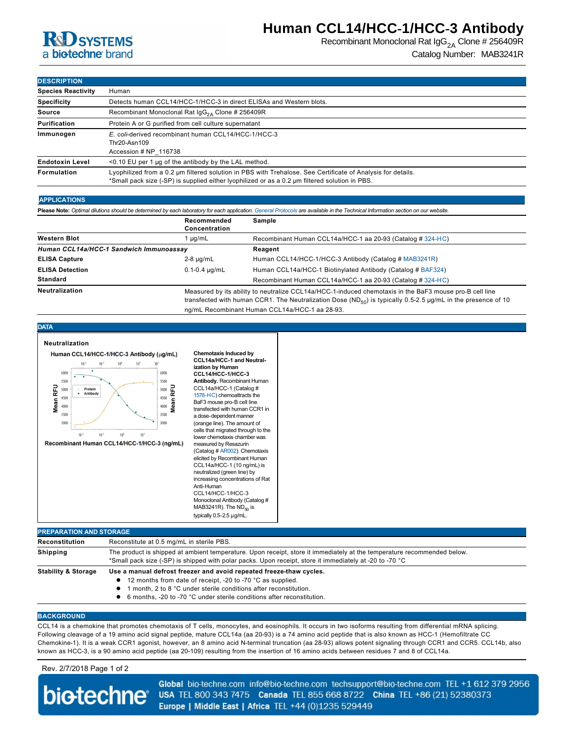# Human CCL14/HCC-1/HCC-3 Antibody

Recombinant Monoclonal Rat $IgG_{2A}$ Clone # 256409R

Catalog Number: MAB3241R

## DESCRIPTION

| | |
|---|---|
| **Species Reactivity** | Human |
| **Specificity** | Detects human CCL14/HCC-1/HCC-3 in direct ELISAs and Western blots. |
| **Source** | Recombinant Monoclonal Rat $IgG_{2A}$ Clone # 256409R |
| **Purification** | Protein A or G purified from cell culture supernatant |
| **Immunogen** | *E. coli*-derived recombinant human CCL14/HCC-1/HCC-3<br>Thr20-Asn109<br>Accession # NP_116738 |
| **Endotoxin Level** | <0.10 EU per 1 μg of the antibody by the LAL method. |
| **Formulation** | Lyophilized from a 0.2 μm filtered solution in PBS with Trehalose. See Certificate of Analysis for details.<br>*Small pack size (-SP) is supplied either lyophilized or as a 0.2 μm filtered solution in PBS. |

## APPLICATIONS

**Please Note:** *Optimal dilutions should be determined by each laboratory for each application. General Protocols are available in the Technical Information section on our website.*

| | Recommended Concentration | Sample |
|---|---|---|
| **Western Blot** | 1 μg/mL | Recombinant Human CCL14a/HCC-1 aa 20-93 (Catalog # 324-HC) |
| ***Human CCL14a/HCC-1 Sandwich Immunoassay*** | | **Reagent** |
| **ELISA Capture** | 2-8 μg/mL | Human CCL14/HCC-1/HCC-3 Antibody (Catalog # MAB3241R) |
| **ELISA Detection** | 0.1-0.4 μg/mL | Human CCL14a/HCC-1 Biotinylated Antibody (Catalog # BAF324) |
| **Standard** | | Recombinant Human CCL14a/HCC-1 aa 20-93 (Catalog # 324-HC) |
| **Neutralization** | Measured by its ability to neutralize CCL14a/HCC-1-induced chemotaxis in the BaF3 mouse pro-B cell line transfected with human CCR1. The Neutralization Dose ($ND_{50}$) is typically 0.5-2.5 μg/mL in the presence of 10 ng/mL Recombinant Human CCL14a/HCC-1 aa 28-93. | |

## DATA

**Neutralization**

**Chemotaxis Induced by CCL14a/HCC-1 and Neutralization by Human CCL14/HCC-1/HCC-3 Antibody.** Recombinant Human CCL14a/HCC-1 (Catalog # 1578-HC) chemoattracts the BaF3 mouse pro-B cell line transfected with human CCR1 in a dose-dependent manner (orange line). The amount of cells that migrated through to the lower chemotaxis chamber was measured by Resazurin (Catalog # AR002). Chemotaxis elicited by Recombinant Human CCL14a/HCC-1 (10 ng/mL) is neutralized (green line) by increasing concentrations of Rat Anti-Human CCL14/HCC-1/HCC-3 Monoclonal Antibody (Catalog # MAB3241R). The $ND_{50}$ is typically 0.5-2.5 μg/mL.

## PREPARATION AND STORAGE

| | |
|---|---|
| **Reconstitution** | Reconstitute at 0.5 mg/mL in sterile PBS. |
| **Shipping** | The product is shipped at ambient temperature. Upon receipt, store it immediately at the temperature recommended below.<br>*Small pack size (-SP) is shipped with polar packs. Upon receipt, store it immediately at -20 to -70 °C |
| **Stability & Storage** | **Use a manual defrost freezer and avoid repeated freeze-thaw cycles.**<br>• 12 months from date of receipt, -20 to -70 °C as supplied.<br>• 1 month, 2 to 8 °C under sterile conditions after reconstitution.<br>• 6 months, -20 to -70 °C under sterile conditions after reconstitution. |

## BACKGROUND

CCL14 is a chemokine that promotes chemotaxis of T cells, monocytes, and eosinophils. It occurs in two isoforms resulting from differential mRNA splicing. Following cleavage of a 19 amino acid signal peptide, mature CCL14a (aa 20-93) is a 74 amino acid peptide that is also known as HCC-1 (Hemofiltrate CC Chemokine-1). It is a weak CCR1 agonist, however, an 8 amino acid N-terminal truncation (aa 28-93) allows potent signaling through CCR1 and CCR5. CCL14b, also known as HCC-3, is a 90 amino acid peptide (aa 20-109) resulting from the insertion of 16 amino acids between residues 7 and 8 of CCL14a.

Rev. 2/7/2018